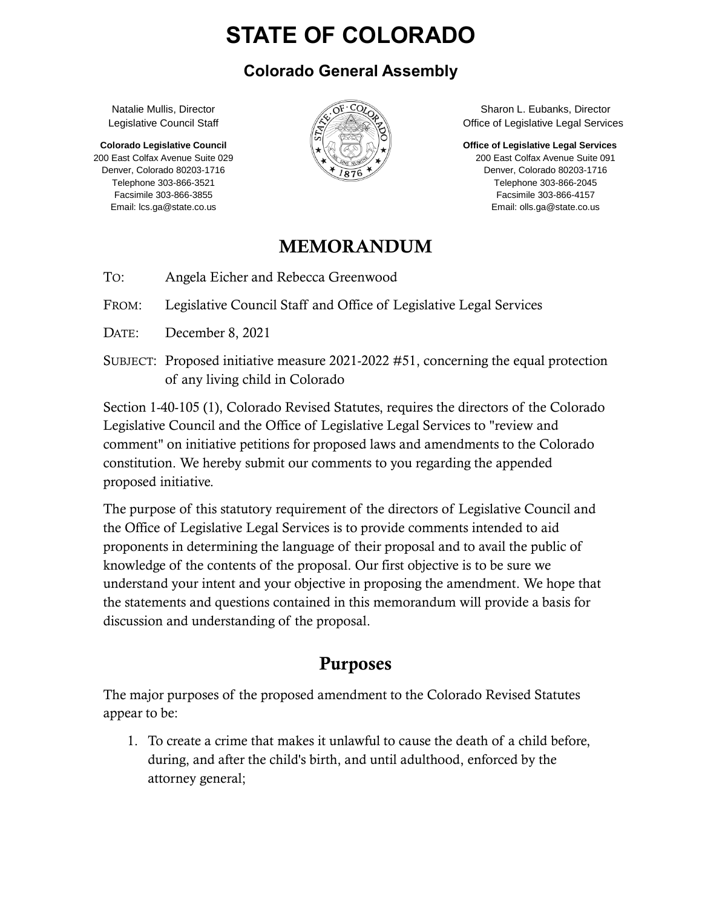# STATE OF COLORADO

## Colorado General Assembly

Natalie Mullis, Director
Legislative Council Staff

**Colorado Legislative Council**
200 East Colfax Avenue Suite 029
Denver, Colorado 80203-1716
Telephone 303-866-3521
Facsimile 303-866-3855
Email: lcs.ga@state.co.us

Sharon L. Eubanks, Director
Office of Legislative Legal Services

**Office of Legislative Legal Services**
200 East Colfax Avenue Suite 091
Denver, Colorado 80203-1716
Telephone 303-866-2045
Facsimile 303-866-4157
Email: olls.ga@state.co.us

## MEMORANDUM

TO: Angela Eicher and Rebecca Greenwood

FROM: Legislative Council Staff and Office of Legislative Legal Services

DATE: December 8, 2021

SUBJECT: Proposed initiative measure 2021-2022 #51, concerning the equal protection of any living child in Colorado

Section 1-40-105 (1), Colorado Revised Statutes, requires the directors of the Colorado Legislative Council and the Office of Legislative Legal Services to "review and comment" on initiative petitions for proposed laws and amendments to the Colorado constitution. We hereby submit our comments to you regarding the appended proposed initiative.

The purpose of this statutory requirement of the directors of Legislative Council and the Office of Legislative Legal Services is to provide comments intended to aid proponents in determining the language of their proposal and to avail the public of knowledge of the contents of the proposal. Our first objective is to be sure we understand your intent and your objective in proposing the amendment. We hope that the statements and questions contained in this memorandum will provide a basis for discussion and understanding of the proposal.

## Purposes

The major purposes of the proposed amendment to the Colorado Revised Statutes appear to be:

1. To create a crime that makes it unlawful to cause the death of a child before, during, and after the child's birth, and until adulthood, enforced by the attorney general;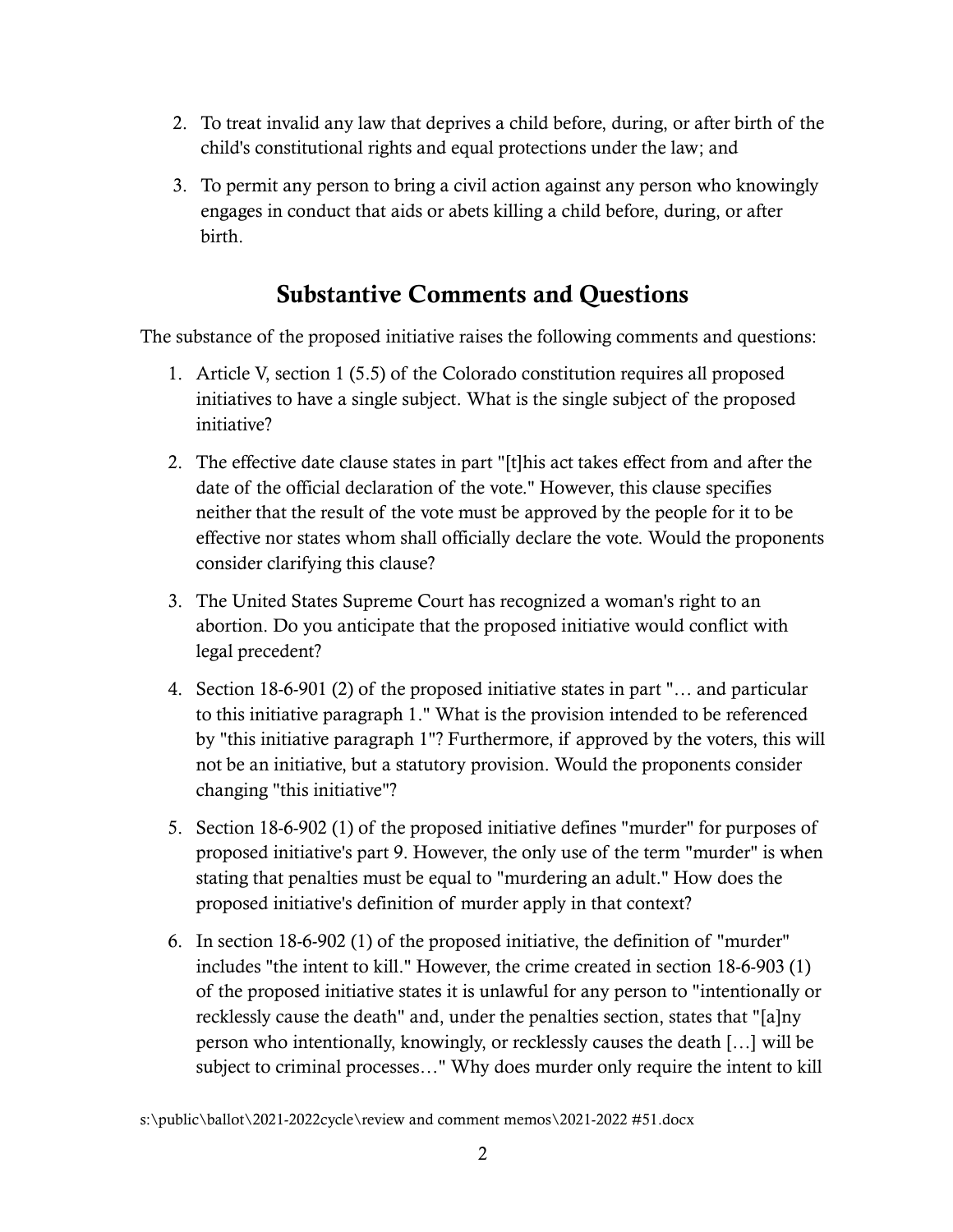2. To treat invalid any law that deprives a child before, during, or after birth of the child's constitutional rights and equal protections under the law; and
3. To permit any person to bring a civil action against any person who knowingly engages in conduct that aids or abets killing a child before, during, or after birth.

## Substantive Comments and Questions

The substance of the proposed initiative raises the following comments and questions:

1. Article V, section 1 (5.5) of the Colorado constitution requires all proposed initiatives to have a single subject. What is the single subject of the proposed initiative?
2. The effective date clause states in part "[t]his act takes effect from and after the date of the official declaration of the vote." However, this clause specifies neither that the result of the vote must be approved by the people for it to be effective nor states whom shall officially declare the vote. Would the proponents consider clarifying this clause?
3. The United States Supreme Court has recognized a woman's right to an abortion. Do you anticipate that the proposed initiative would conflict with legal precedent?
4. Section 18-6-901 (2) of the proposed initiative states in part "… and particular to this initiative paragraph 1." What is the provision intended to be referenced by "this initiative paragraph 1"? Furthermore, if approved by the voters, this will not be an initiative, but a statutory provision. Would the proponents consider changing "this initiative"?
5. Section 18-6-902 (1) of the proposed initiative defines "murder" for purposes of proposed initiative's part 9. However, the only use of the term "murder" is when stating that penalties must be equal to "murdering an adult." How does the proposed initiative's definition of murder apply in that context?
6. In section 18-6-902 (1) of the proposed initiative, the definition of "murder" includes "the intent to kill." However, the crime created in section 18-6-903 (1) of the proposed initiative states it is unlawful for any person to "intentionally or recklessly cause the death" and, under the penalties section, states that "[a]ny person who intentionally, knowingly, or recklessly causes the death […] will be subject to criminal processes…" Why does murder only require the intent to kill

s:\public\ballot\2021-2022cycle\review and comment memos\2021-2022 #51.docx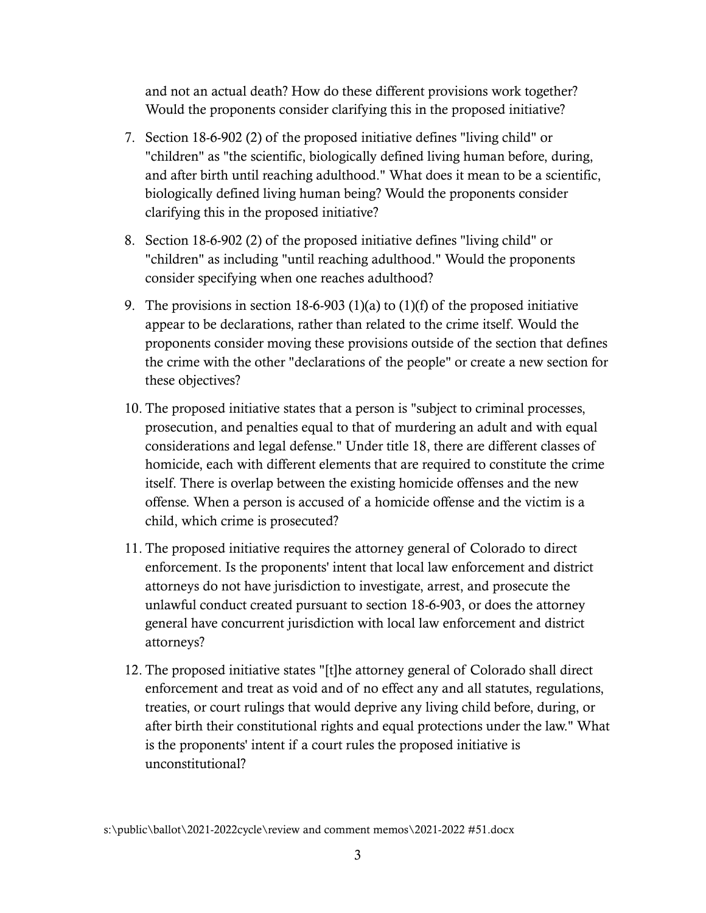and not an actual death? How do these different provisions work together? Would the proponents consider clarifying this in the proposed initiative?

7. Section 18-6-902 (2) of the proposed initiative defines "living child" or "children" as "the scientific, biologically defined living human before, during, and after birth until reaching adulthood." What does it mean to be a scientific, biologically defined living human being? Would the proponents consider clarifying this in the proposed initiative?

8. Section 18-6-902 (2) of the proposed initiative defines "living child" or "children" as including "until reaching adulthood." Would the proponents consider specifying when one reaches adulthood?

9. The provisions in section 18-6-903 (1)(a) to (1)(f) of the proposed initiative appear to be declarations, rather than related to the crime itself. Would the proponents consider moving these provisions outside of the section that defines the crime with the other "declarations of the people" or create a new section for these objectives?

10. The proposed initiative states that a person is "subject to criminal processes, prosecution, and penalties equal to that of murdering an adult and with equal considerations and legal defense." Under title 18, there are different classes of homicide, each with different elements that are required to constitute the crime itself. There is overlap between the existing homicide offenses and the new offense. When a person is accused of a homicide offense and the victim is a child, which crime is prosecuted?

11. The proposed initiative requires the attorney general of Colorado to direct enforcement. Is the proponents' intent that local law enforcement and district attorneys do not have jurisdiction to investigate, arrest, and prosecute the unlawful conduct created pursuant to section 18-6-903, or does the attorney general have concurrent jurisdiction with local law enforcement and district attorneys?

12. The proposed initiative states "[t]he attorney general of Colorado shall direct enforcement and treat as void and of no effect any and all statutes, regulations, treaties, or court rulings that would deprive any living child before, during, or after birth their constitutional rights and equal protections under the law." What is the proponents' intent if a court rules the proposed initiative is unconstitutional?

s:\public\ballot\2021-2022cycle\review and comment memos\2021-2022 #51.docx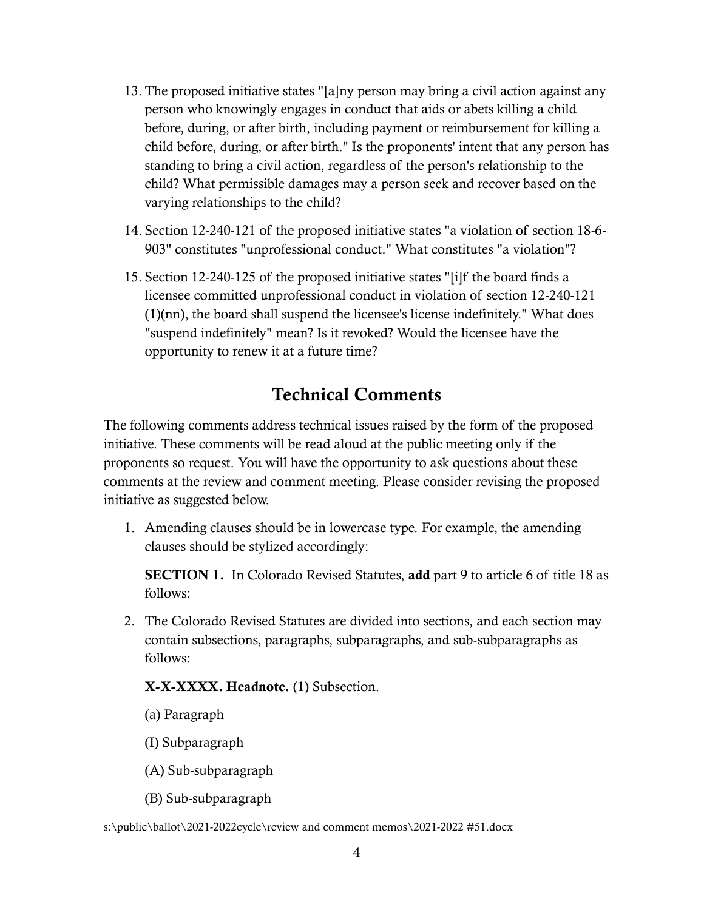13. The proposed initiative states "[a]ny person may bring a civil action against any person who knowingly engages in conduct that aids or abets killing a child before, during, or after birth, including payment or reimbursement for killing a child before, during, or after birth." Is the proponents' intent that any person has standing to bring a civil action, regardless of the person's relationship to the child? What permissible damages may a person seek and recover based on the varying relationships to the child?

14. Section 12-240-121 of the proposed initiative states "a violation of section 18-6-903" constitutes "unprofessional conduct." What constitutes "a violation"?

15. Section 12-240-125 of the proposed initiative states "[i]f the board finds a licensee committed unprofessional conduct in violation of section 12-240-121 (1)(nn), the board shall suspend the licensee's license indefinitely." What does "suspend indefinitely" mean? Is it revoked? Would the licensee have the opportunity to renew it at a future time?

## Technical Comments

The following comments address technical issues raised by the form of the proposed initiative. These comments will be read aloud at the public meeting only if the proponents so request. You will have the opportunity to ask questions about these comments at the review and comment meeting. Please consider revising the proposed initiative as suggested below.

1. Amending clauses should be in lowercase type. For example, the amending clauses should be stylized accordingly:

   **SECTION 1.** In Colorado Revised Statutes, **add** part 9 to article 6 of title 18 as follows:

2. The Colorado Revised Statutes are divided into sections, and each section may contain subsections, paragraphs, subparagraphs, and sub-subparagraphs as follows:

   **X-X-XXXX. Headnote.** (1) Subsection.

   (a) Paragraph

   (I) Subparagraph

   (A) Sub-subparagraph

   (B) Sub-subparagraph

s:\public\ballot\2021-2022cycle\review and comment memos\2021-2022 #51.docx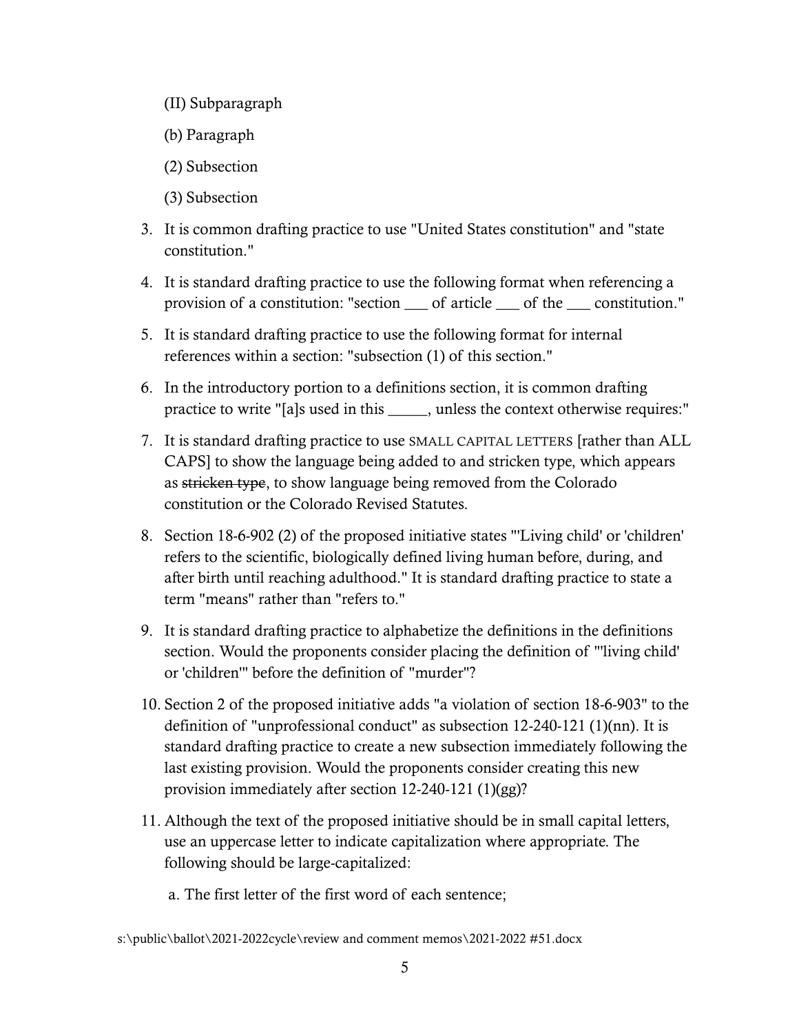(II) Subparagraph

(b) Paragraph

(2) Subsection

(3) Subsection

3. It is common drafting practice to use "United States constitution" and "state constitution."

4. It is standard drafting practice to use the following format when referencing a provision of a constitution: "section ___ of article ___ of the ___ constitution."

5. It is standard drafting practice to use the following format for internal references within a section: "subsection (1) of this section."

6. In the introductory portion to a definitions section, it is common drafting practice to write "[a]s used in this _____, unless the context otherwise requires:"

7. It is standard drafting practice to use SMALL CAPITAL LETTERS [rather than ALL CAPS] to show the language being added to and stricken type, which appears as ~~stricken type~~, to show language being removed from the Colorado constitution or the Colorado Revised Statutes.

8. Section 18-6-902 (2) of the proposed initiative states "'Living child' or 'children' refers to the scientific, biologically defined living human before, during, and after birth until reaching adulthood." It is standard drafting practice to state a term "means" rather than "refers to."

9. It is standard drafting practice to alphabetize the definitions in the definitions section. Would the proponents consider placing the definition of "'living child' or 'children'" before the definition of "murder"?

10. Section 2 of the proposed initiative adds "a violation of section 18-6-903" to the definition of "unprofessional conduct" as subsection 12-240-121 (1)(nn). It is standard drafting practice to create a new subsection immediately following the last existing provision. Would the proponents consider creating this new provision immediately after section 12-240-121 (1)(gg)?

11. Although the text of the proposed initiative should be in small capital letters, use an uppercase letter to indicate capitalization where appropriate. The following should be large-capitalized:

    a. The first letter of the first word of each sentence;

s:\public\ballot\2021-2022cycle\review and comment memos\2021-2022 #51.docx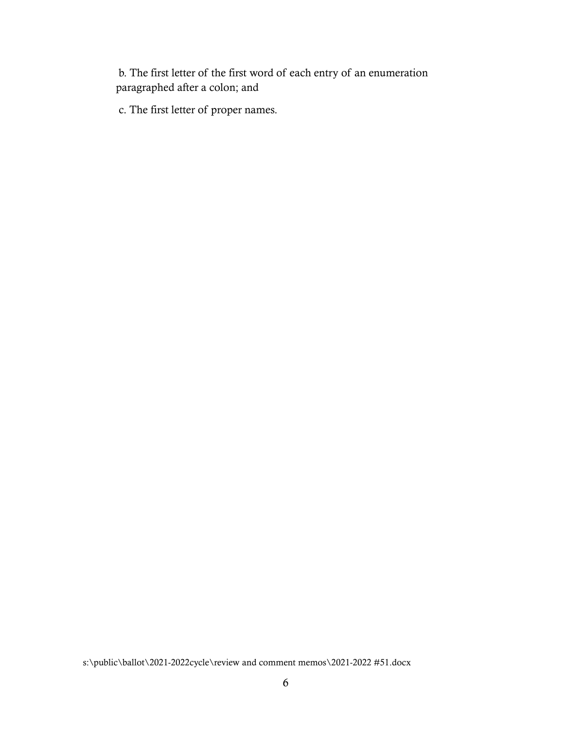b. The first letter of the first word of each entry of an enumeration paragraphed after a colon; and

c. The first letter of proper names.